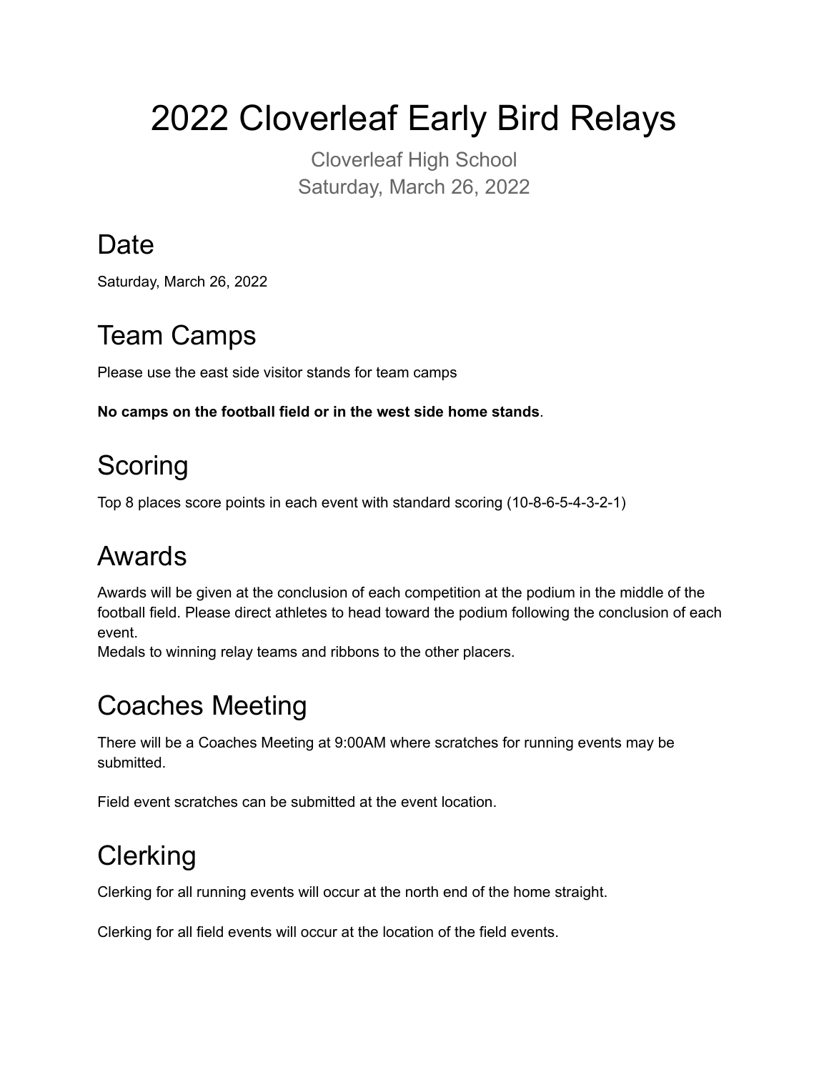# 2022 Cloverleaf Early Bird Relays

Cloverleaf High School
Saturday, March 26, 2022

## Date

Saturday, March 26, 2022

## Team Camps

Please use the east side visitor stands for team camps

**No camps on the football field or in the west side home stands**.

## Scoring

Top 8 places score points in each event with standard scoring (10-8-6-5-4-3-2-1)

## Awards

Awards will be given at the conclusion of each competition at the podium in the middle of the football field. Please direct athletes to head toward the podium following the conclusion of each event.
Medals to winning relay teams and ribbons to the other placers.

## Coaches Meeting

There will be a Coaches Meeting at 9:00AM where scratches for running events may be submitted.

Field event scratches can be submitted at the event location.

## Clerking

Clerking for all running events will occur at the north end of the home straight.

Clerking for all field events will occur at the location of the field events.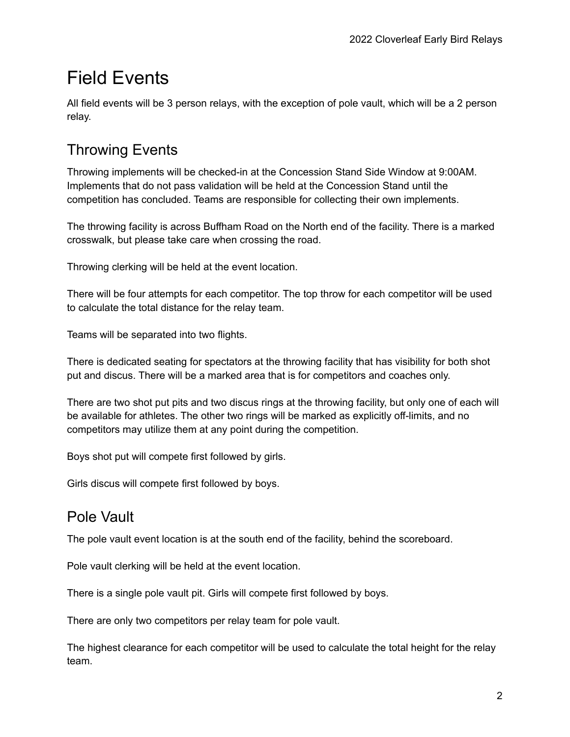# Field Events

All field events will be 3 person relays, with the exception of pole vault, which will be a 2 person relay.

## Throwing Events

Throwing implements will be checked-in at the Concession Stand Side Window at 9:00AM. Implements that do not pass validation will be held at the Concession Stand until the competition has concluded. Teams are responsible for collecting their own implements.

The throwing facility is across Buffham Road on the North end of the facility. There is a marked crosswalk, but please take care when crossing the road.

Throwing clerking will be held at the event location.

There will be four attempts for each competitor. The top throw for each competitor will be used to calculate the total distance for the relay team.

Teams will be separated into two flights.

There is dedicated seating for spectators at the throwing facility that has visibility for both shot put and discus. There will be a marked area that is for competitors and coaches only.

There are two shot put pits and two discus rings at the throwing facility, but only one of each will be available for athletes. The other two rings will be marked as explicitly off-limits, and no competitors may utilize them at any point during the competition.

Boys shot put will compete first followed by girls.

Girls discus will compete first followed by boys.

## Pole Vault

The pole vault event location is at the south end of the facility, behind the scoreboard.

Pole vault clerking will be held at the event location.

There is a single pole vault pit. Girls will compete first followed by boys.

There are only two competitors per relay team for pole vault.

The highest clearance for each competitor will be used to calculate the total height for the relay team.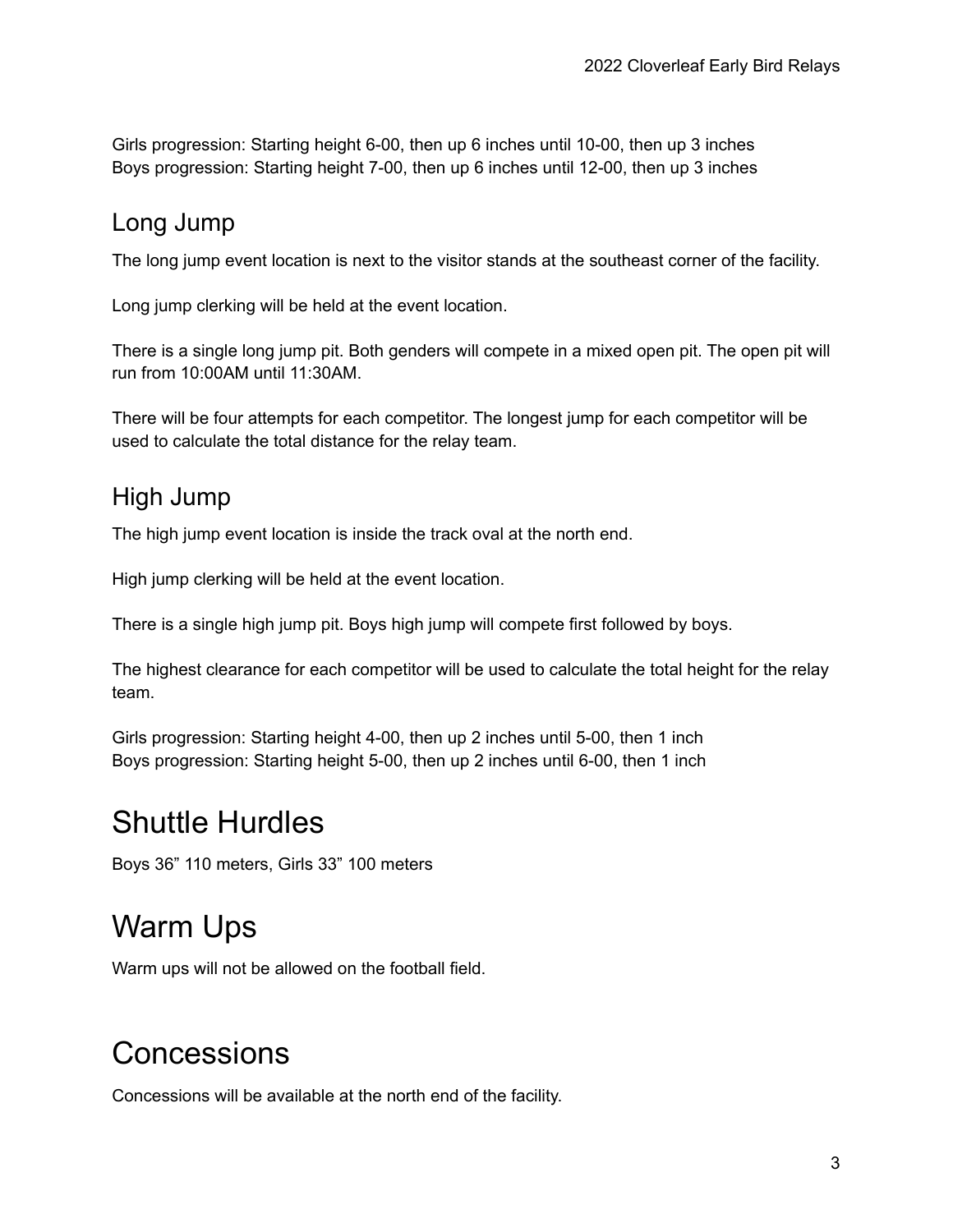Girls progression: Starting height 6-00, then up 6 inches until 10-00, then up 3 inches
Boys progression: Starting height 7-00, then up 6 inches until 12-00, then up 3 inches

## Long Jump

The long jump event location is next to the visitor stands at the southeast corner of the facility.

Long jump clerking will be held at the event location.

There is a single long jump pit. Both genders will compete in a mixed open pit. The open pit will run from 10:00AM until 11:30AM.

There will be four attempts for each competitor. The longest jump for each competitor will be used to calculate the total distance for the relay team.

## High Jump

The high jump event location is inside the track oval at the north end.

High jump clerking will be held at the event location.

There is a single high jump pit. Boys high jump will compete first followed by boys.

The highest clearance for each competitor will be used to calculate the total height for the relay team.

Girls progression: Starting height 4-00, then up 2 inches until 5-00, then 1 inch
Boys progression: Starting height 5-00, then up 2 inches until 6-00, then 1 inch

# Shuttle Hurdles

Boys 36” 110 meters, Girls 33” 100 meters

# Warm Ups

Warm ups will not be allowed on the football field.

# Concessions

Concessions will be available at the north end of the facility.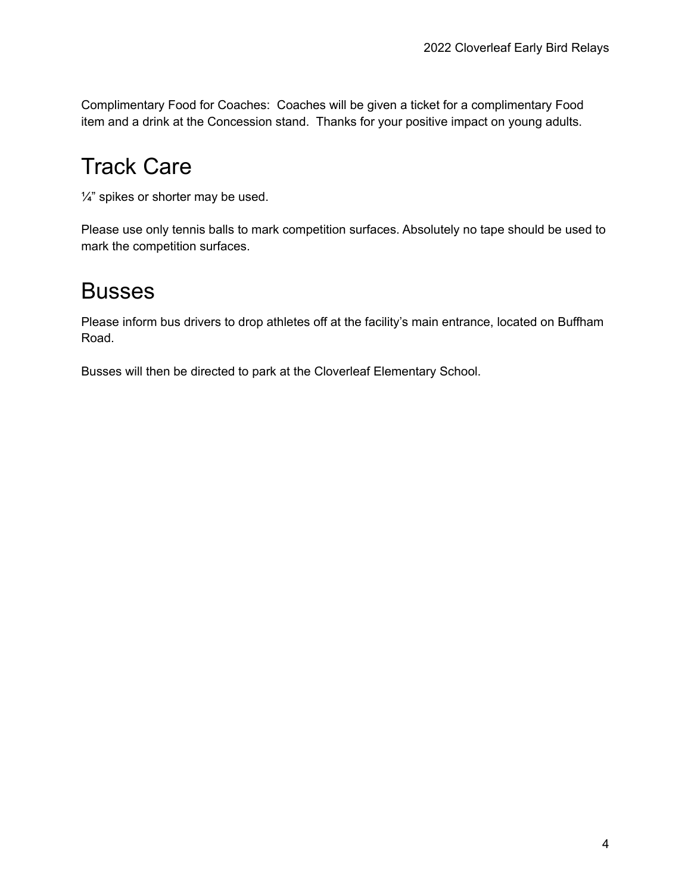Complimentary Food for Coaches:  Coaches will be given a ticket for a complimentary Food item and a drink at the Concession stand.  Thanks for your positive impact on young adults.

# Track Care

¼" spikes or shorter may be used.

Please use only tennis balls to mark competition surfaces. Absolutely no tape should be used to mark the competition surfaces.

# Busses

Please inform bus drivers to drop athletes off at the facility's main entrance, located on Buffham Road.

Busses will then be directed to park at the Cloverleaf Elementary School.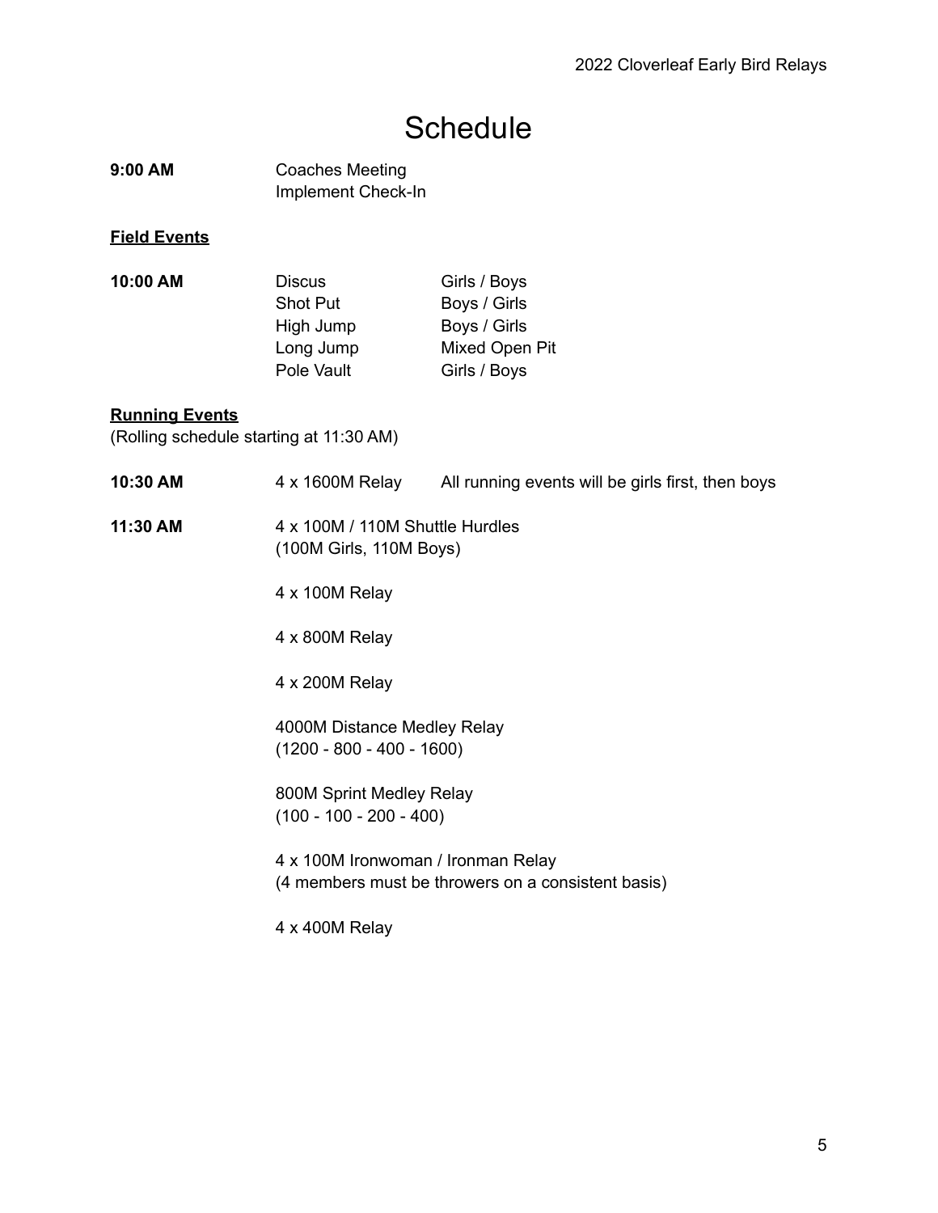# Schedule

**9:00 AM** Coaches Meeting
Implement Check-In

**Field Events**

| | | |
|---|---|---|
| **10:00 AM** | Discus | Girls / Boys |
| | Shot Put | Boys / Girls |
| | High Jump | Boys / Girls |
| | Long Jump | Mixed Open Pit |
| | Pole Vault | Girls / Boys |

**Running Events**
(Rolling schedule starting at 11:30 AM)

**10:30 AM** 4 x 1600M Relay — All running events will be girls first, then boys

**11:30 AM**

4 x 100M / 110M Shuttle Hurdles
(100M Girls, 110M Boys)

4 x 100M Relay

4 x 800M Relay

4 x 200M Relay

4000M Distance Medley Relay
(1200 - 800 - 400 - 1600)

800M Sprint Medley Relay
(100 - 100 - 200 - 400)

4 x 100M Ironwoman / Ironman Relay
(4 members must be throwers on a consistent basis)

4 x 400M Relay